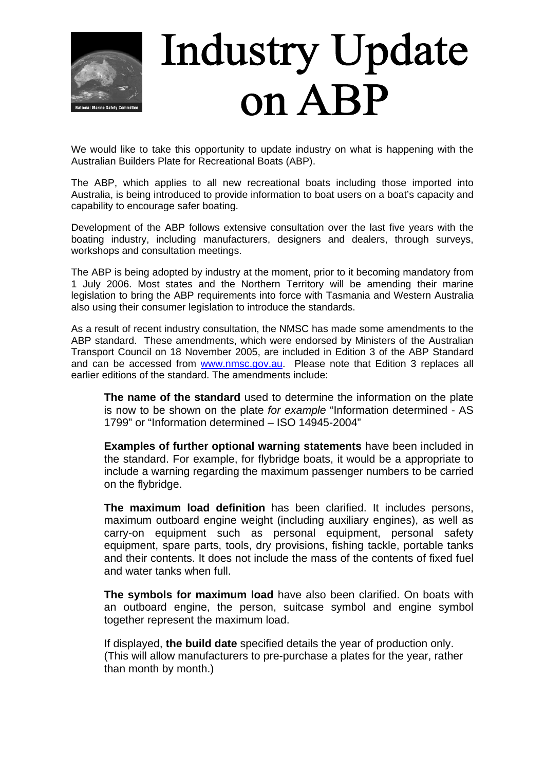# Industry Update on ABP

We would like to take this opportunity to update industry on what is happening with the Australian Builders Plate for Recreational Boats (ABP).

The ABP, which applies to all new recreational boats including those imported into Australia, is being introduced to provide information to boat users on a boat's capacity and capability to encourage safer boating.

Development of the ABP follows extensive consultation over the last five years with the boating industry, including manufacturers, designers and dealers, through surveys, workshops and consultation meetings.

The ABP is being adopted by industry at the moment, prior to it becoming mandatory from 1 July 2006. Most states and the Northern Territory will be amending their marine legislation to bring the ABP requirements into force with Tasmania and Western Australia also using their consumer legislation to introduce the standards.

As a result of recent industry consultation, the NMSC has made some amendments to the ABP standard. These amendments, which were endorsed by Ministers of the Australian Transport Council on 18 November 2005, are included in Edition 3 of the ABP Standard and can be accessed from www.nmsc.gov.au. Please note that Edition 3 replaces all earlier editions of the standard. The amendments include:

**The name of the standard** used to determine the information on the plate is now to be shown on the plate *for example* "Information determined - AS 1799" or "Information determined – ISO 14945-2004"

**Examples of further optional warning statements** have been included in the standard. For example, for flybridge boats, it would be a appropriate to include a warning regarding the maximum passenger numbers to be carried on the flybridge.

**The maximum load definition** has been clarified. It includes persons, maximum outboard engine weight (including auxiliary engines), as well as carry-on equipment such as personal equipment, personal safety equipment, spare parts, tools, dry provisions, fishing tackle, portable tanks and their contents. It does not include the mass of the contents of fixed fuel and water tanks when full.

**The symbols for maximum load** have also been clarified. On boats with an outboard engine, the person, suitcase symbol and engine symbol together represent the maximum load.

If displayed, **the build date** specified details the year of production only. (This will allow manufacturers to pre-purchase a plates for the year, rather than month by month.)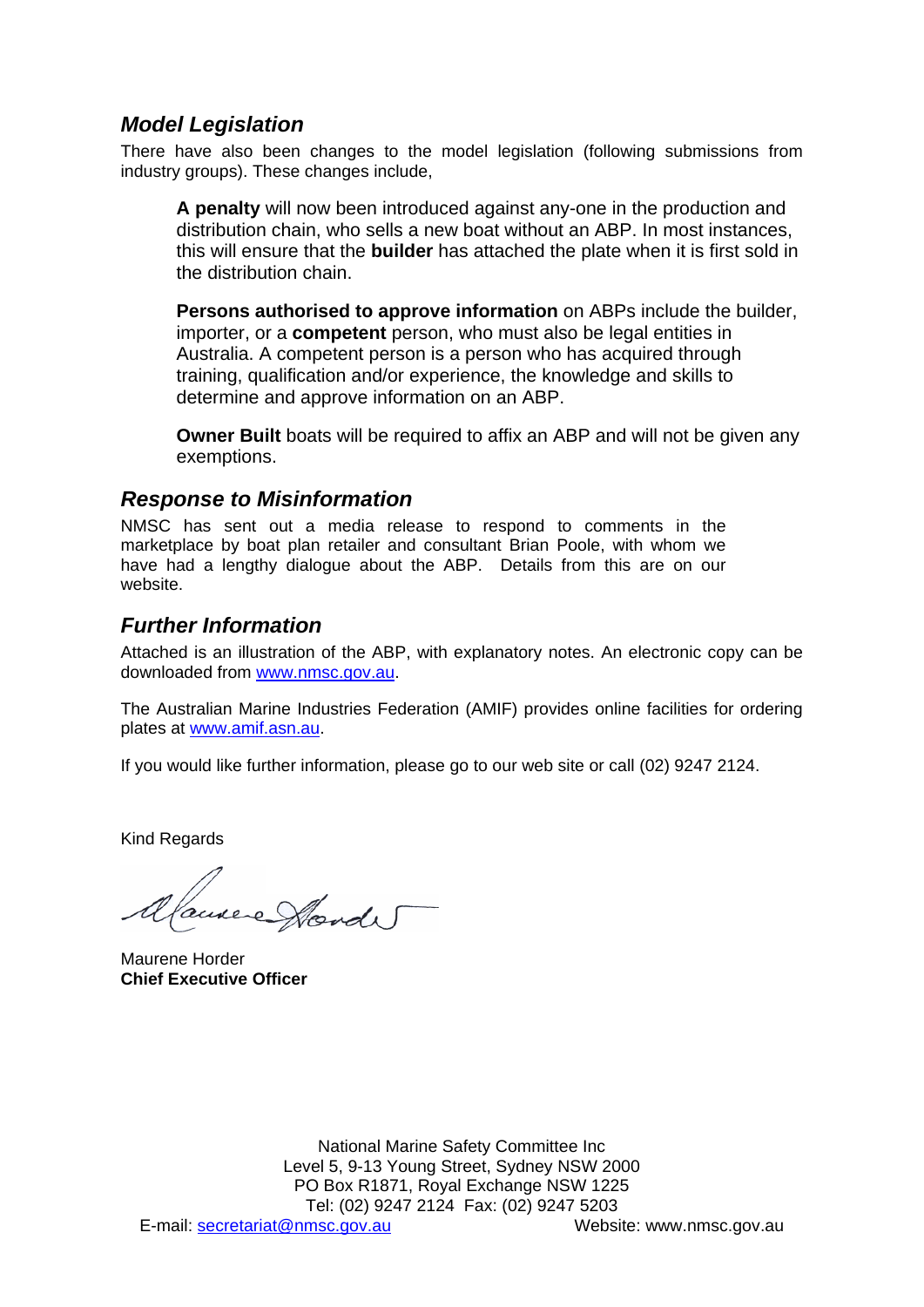## *Model Legislation*

There have also been changes to the model legislation (following submissions from industry groups). These changes include,

> **A penalty** will now been introduced against any-one in the production and distribution chain, who sells a new boat without an ABP. In most instances, this will ensure that the **builder** has attached the plate when it is first sold in the distribution chain.
>
> **Persons authorised to approve information** on ABPs include the builder, importer, or a **competent** person, who must also be legal entities in Australia. A competent person is a person who has acquired through training, qualification and/or experience, the knowledge and skills to determine and approve information on an ABP.
>
> **Owner Built** boats will be required to affix an ABP and will not be given any exemptions.

## *Response to Misinformation*

NMSC has sent out a media release to respond to comments in the marketplace by boat plan retailer and consultant Brian Poole, with whom we have had a lengthy dialogue about the ABP. Details from this are on our website.

## *Further Information*

Attached is an illustration of the ABP, with explanatory notes. An electronic copy can be downloaded from www.nmsc.gov.au.

The Australian Marine Industries Federation (AMIF) provides online facilities for ordering plates at www.amif.asn.au.

If you would like further information, please go to our web site or call (02) 9247 2124.

Kind Regards

Maurene Horder
**Chief Executive Officer**

National Marine Safety Committee Inc
Level 5, 9-13 Young Street, Sydney NSW 2000
PO Box R1871, Royal Exchange NSW 1225
Tel: (02) 9247 2124 Fax: (02) 9247 5203
E-mail: secretariat@nmsc.gov.au Website: www.nmsc.gov.au